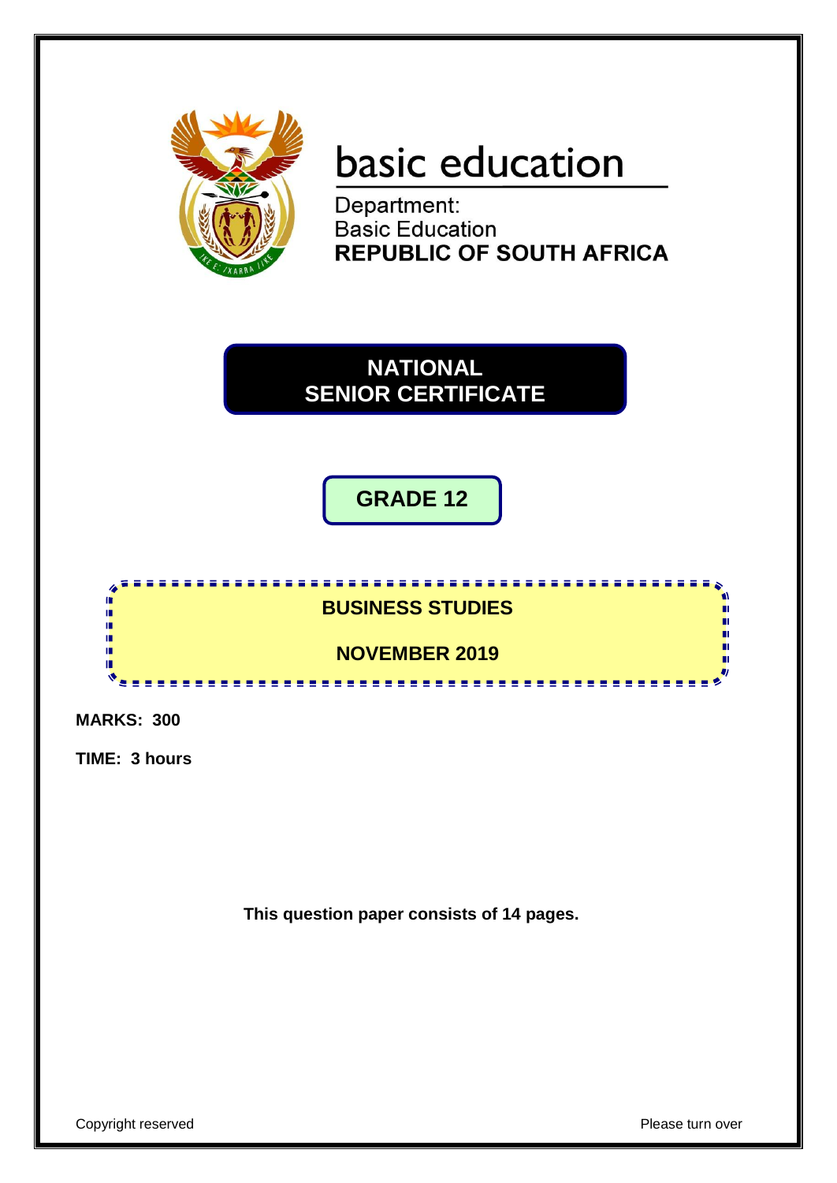# basic education

Department:
Basic Education
**REPUBLIC OF SOUTH AFRICA**

## NATIONAL SENIOR CERTIFICATE

## GRADE 12

## BUSINESS STUDIES

## NOVEMBER 2019

**MARKS: 300**

**TIME: 3 hours**

**This question paper consists of 14 pages.**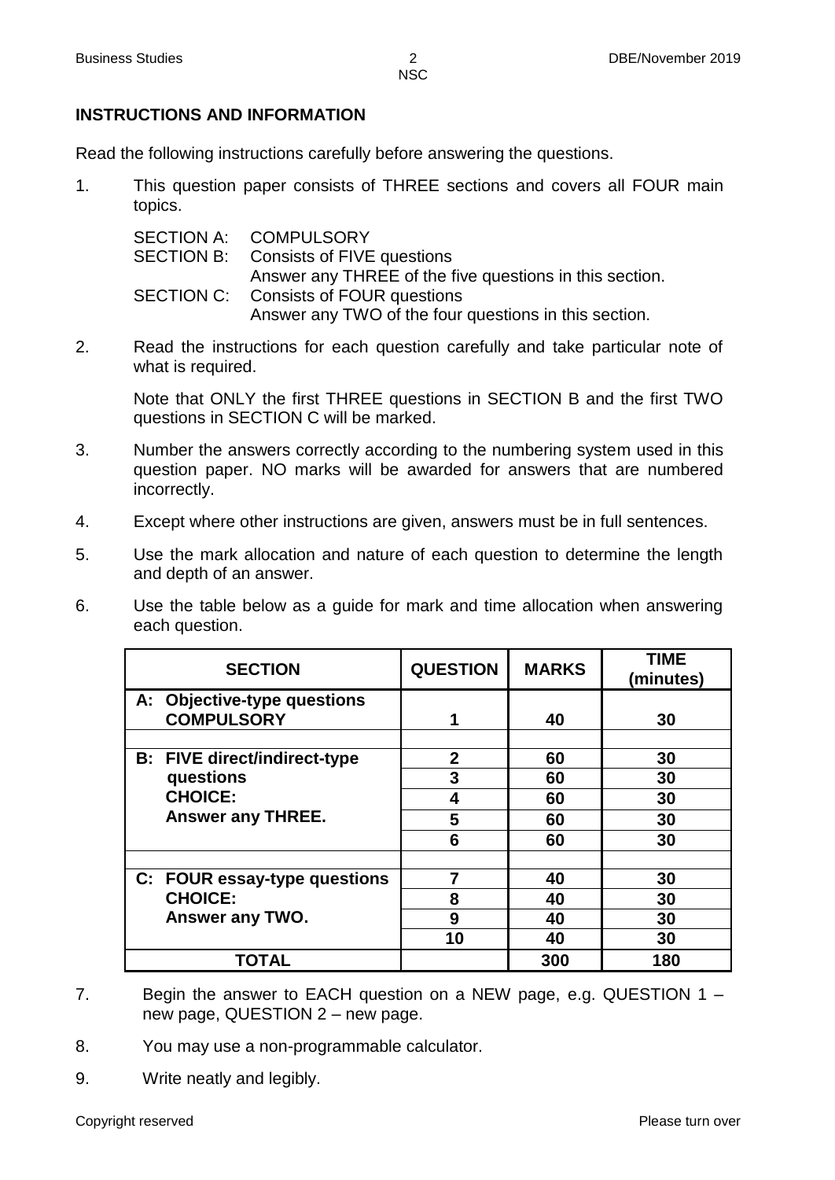## INSTRUCTIONS AND INFORMATION

Read the following instructions carefully before answering the questions.

1. This question paper consists of THREE sections and covers all FOUR main topics.

   SECTION A: COMPULSORY
   SECTION B: Consists of FIVE questions
   Answer any THREE of the five questions in this section.
   SECTION C: Consists of FOUR questions
   Answer any TWO of the four questions in this section.

2. Read the instructions for each question carefully and take particular note of what is required.

   Note that ONLY the first THREE questions in SECTION B and the first TWO questions in SECTION C will be marked.

3. Number the answers correctly according to the numbering system used in this question paper. NO marks will be awarded for answers that are numbered incorrectly.

4. Except where other instructions are given, answers must be in full sentences.

5. Use the mark allocation and nature of each question to determine the length and depth of an answer.

6. Use the table below as a guide for mark and time allocation when answering each question.

| SECTION | QUESTION | MARKS | TIME (minutes) |
|---|---|---|---|
| **A: Objective-type questions COMPULSORY** | **1** | **40** | **30** |
| | | | |
| **B: FIVE direct/indirect-type questions CHOICE: Answer any THREE.** | **2** | **60** | **30** |
| | **3** | **60** | **30** |
| | **4** | **60** | **30** |
| | **5** | **60** | **30** |
| | **6** | **60** | **30** |
| | | | |
| **C: FOUR essay-type questions CHOICE: Answer any TWO.** | **7** | **40** | **30** |
| | **8** | **40** | **30** |
| | **9** | **40** | **30** |
| | **10** | **40** | **30** |
| **TOTAL** | | **300** | **180** |

7. Begin the answer to EACH question on a NEW page, e.g. QUESTION 1 – new page, QUESTION 2 – new page.

8. You may use a non-programmable calculator.

9. Write neatly and legibly.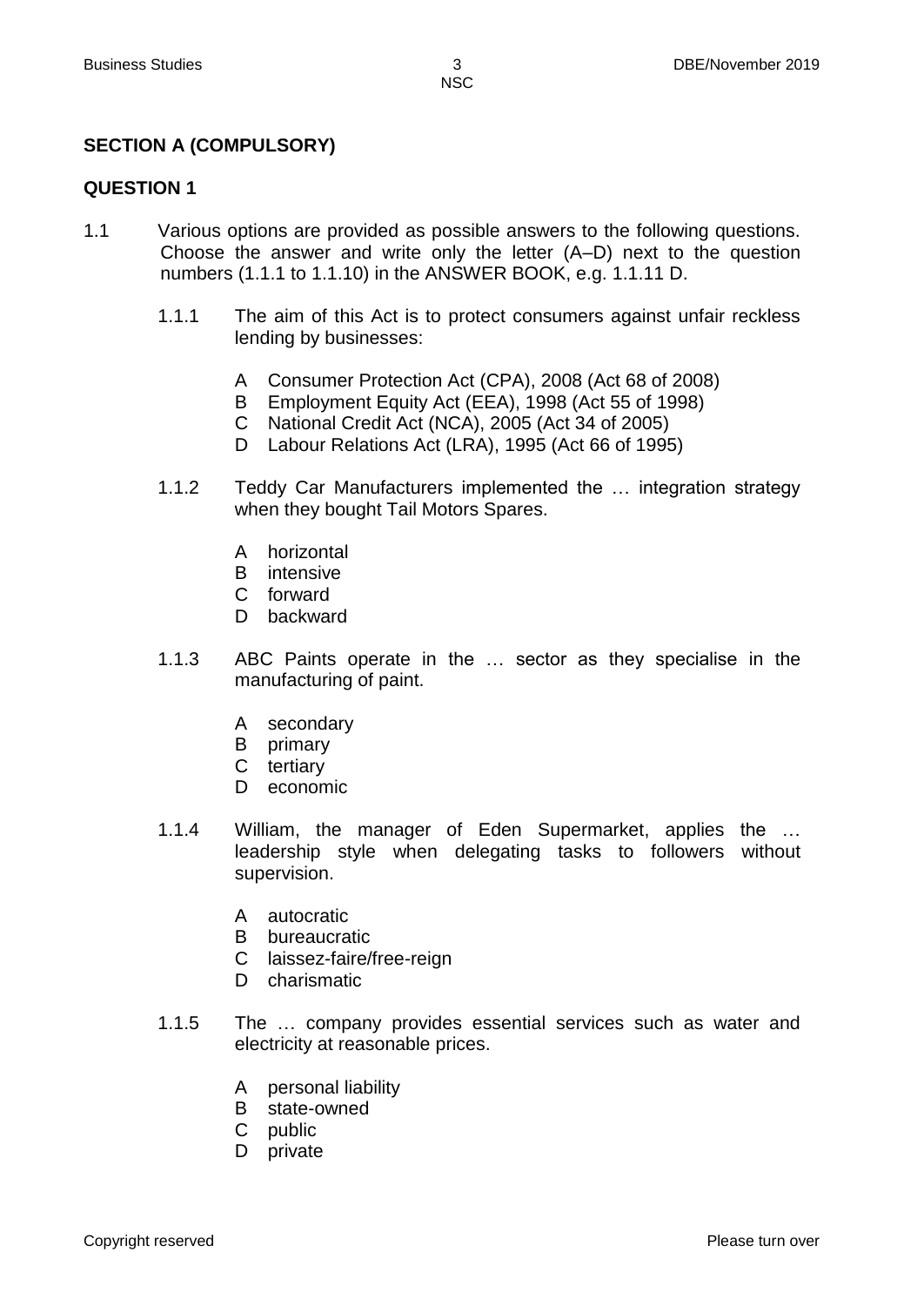## SECTION A (COMPULSORY)

### QUESTION 1

1.1 Various options are provided as possible answers to the following questions. Choose the answer and write only the letter (A–D) next to the question numbers (1.1.1 to 1.1.10) in the ANSWER BOOK, e.g. 1.1.11 D.

1.1.1 The aim of this Act is to protect consumers against unfair reckless lending by businesses:

- A Consumer Protection Act (CPA), 2008 (Act 68 of 2008)
- B Employment Equity Act (EEA), 1998 (Act 55 of 1998)
- C National Credit Act (NCA), 2005 (Act 34 of 2005)
- D Labour Relations Act (LRA), 1995 (Act 66 of 1995)

1.1.2 Teddy Car Manufacturers implemented the … integration strategy when they bought Tail Motors Spares.

- A horizontal
- B intensive
- C forward
- D backward

1.1.3 ABC Paints operate in the … sector as they specialise in the manufacturing of paint.

- A secondary
- B primary
- C tertiary
- D economic

1.1.4 William, the manager of Eden Supermarket, applies the … leadership style when delegating tasks to followers without supervision.

- A autocratic
- B bureaucratic
- C laissez-faire/free-reign
- D charismatic

1.1.5 The … company provides essential services such as water and electricity at reasonable prices.

- A personal liability
- B state-owned
- C public
- D private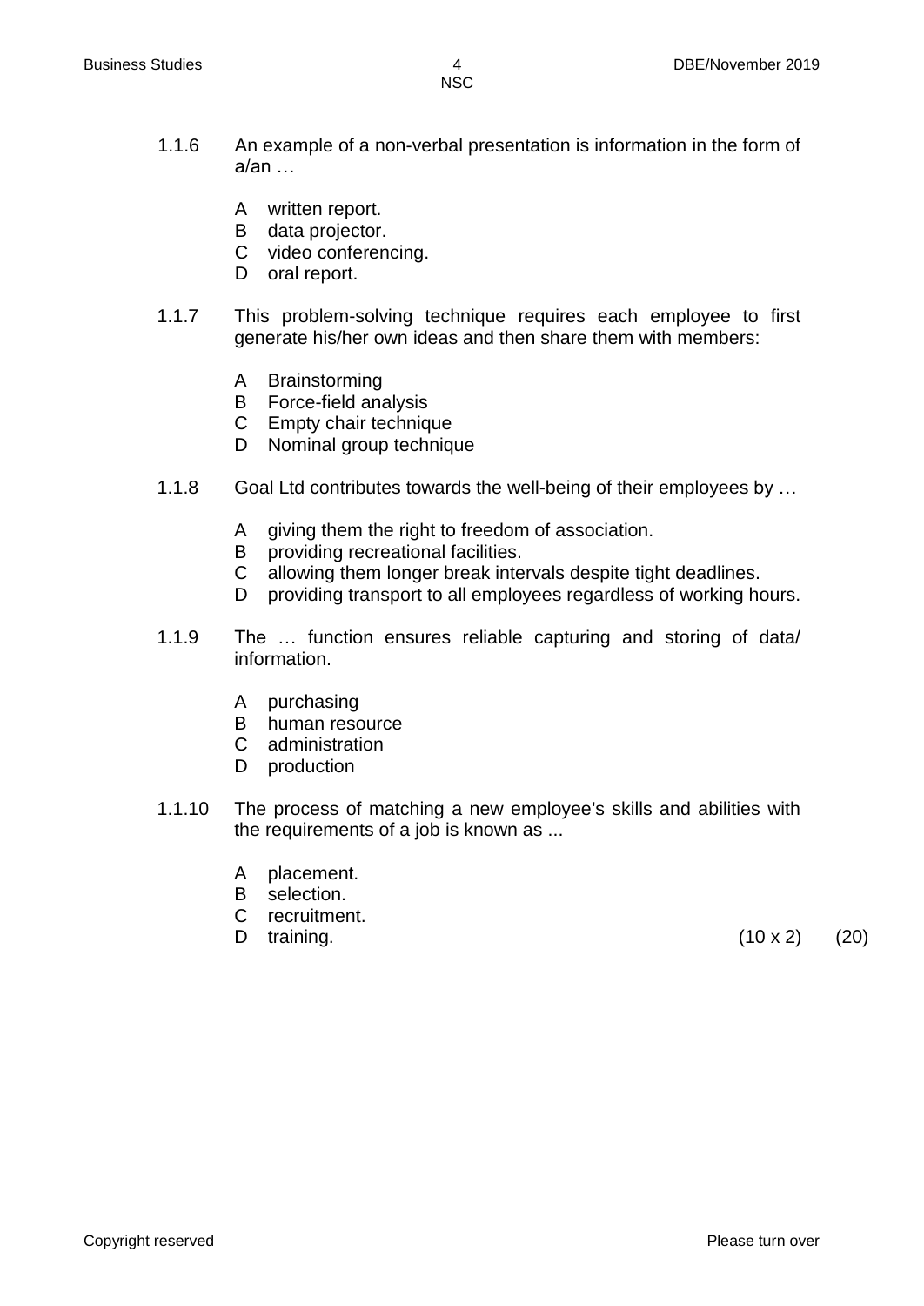1.1.6 An example of a non-verbal presentation is information in the form of a/an …

A written report.
B data projector.
C video conferencing.
D oral report.

1.1.7 This problem-solving technique requires each employee to first generate his/her own ideas and then share them with members:

A Brainstorming
B Force-field analysis
C Empty chair technique
D Nominal group technique

1.1.8 Goal Ltd contributes towards the well-being of their employees by …

A giving them the right to freedom of association.
B providing recreational facilities.
C allowing them longer break intervals despite tight deadlines.
D providing transport to all employees regardless of working hours.

1.1.9 The … function ensures reliable capturing and storing of data/ information.

A purchasing
B human resource
C administration
D production

1.1.10 The process of matching a new employee's skills and abilities with the requirements of a job is known as ...

A placement.
B selection.
C recruitment.
D training.

(10 x 2) (20)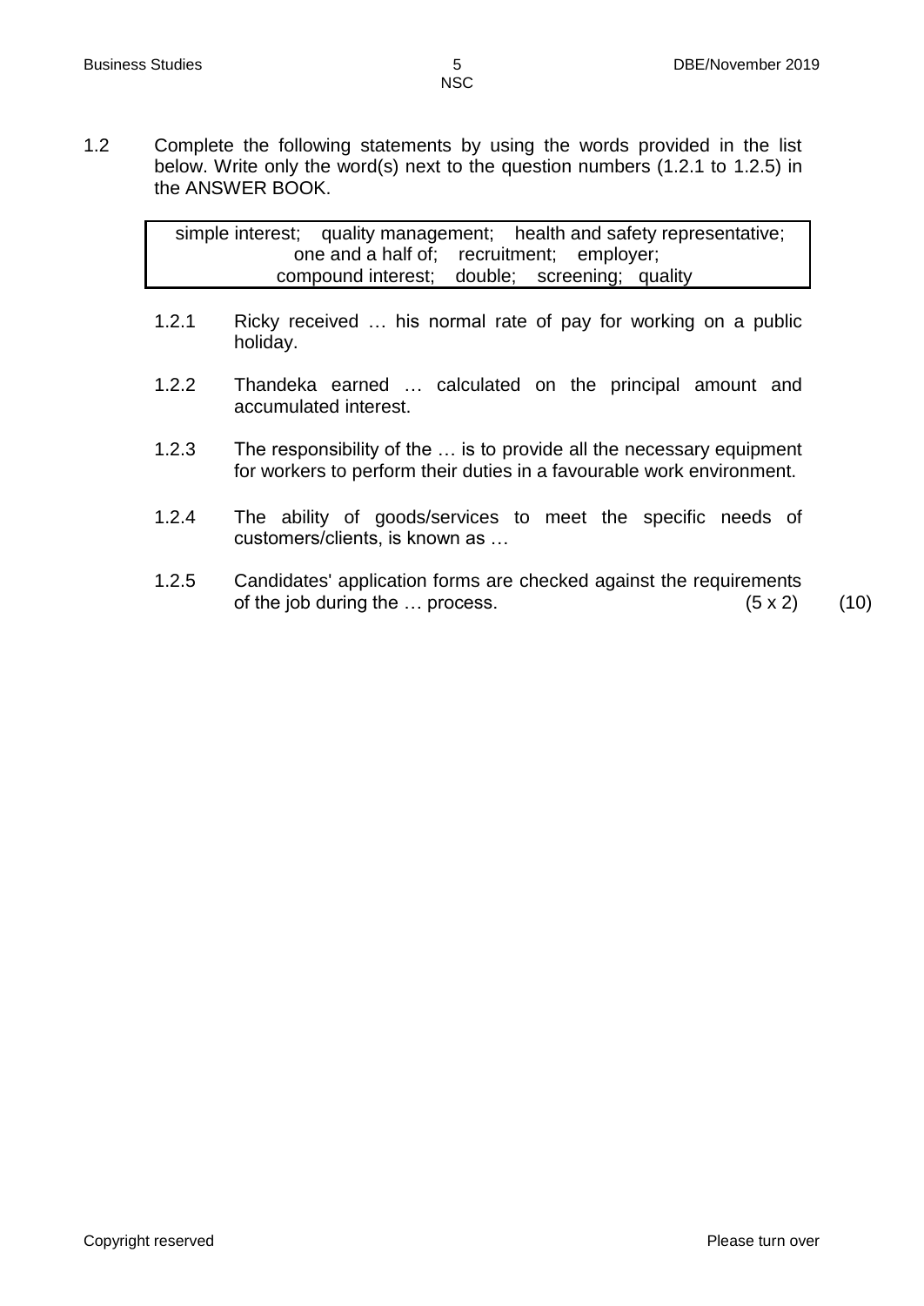1.2 Complete the following statements by using the words provided in the list below. Write only the word(s) next to the question numbers (1.2.1 to 1.2.5) in the ANSWER BOOK.

| simple interest; quality management; health and safety representative; one and a half of; recruitment; employer; compound interest; double; screening; quality |
|---|

1.2.1 Ricky received … his normal rate of pay for working on a public holiday.

1.2.2 Thandeka earned … calculated on the principal amount and accumulated interest.

1.2.3 The responsibility of the … is to provide all the necessary equipment for workers to perform their duties in a favourable work environment.

1.2.4 The ability of goods/services to meet the specific needs of customers/clients, is known as …

1.2.5 Candidates' application forms are checked against the requirements of the job during the … process. (5 x 2) (10)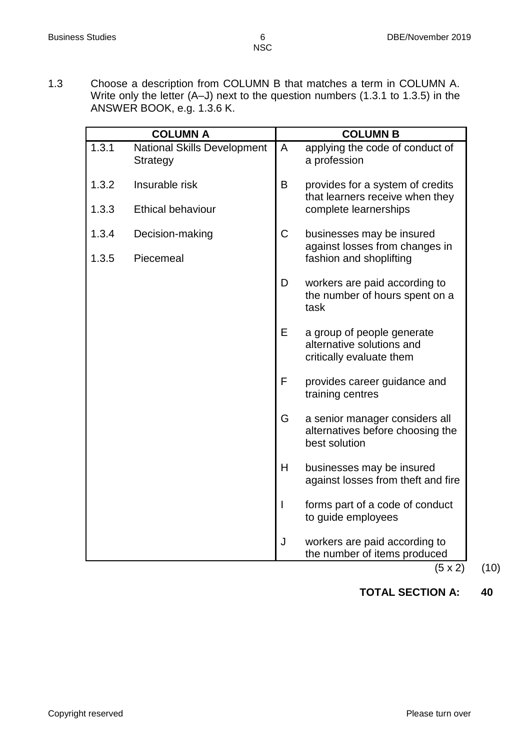1.3 Choose a description from COLUMN B that matches a term in COLUMN A. Write only the letter (A–J) next to the question numbers (1.3.1 to 1.3.5) in the ANSWER BOOK, e.g. 1.3.6 K.

| COLUMN A | | COLUMN B | |
|---|---|---|---|
| 1.3.1 | National Skills Development Strategy | A | applying the code of conduct of a profession |
| 1.3.2 | Insurable risk | B | provides for a system of credits that learners receive when they complete learnerships |
| 1.3.3 | Ethical behaviour | C | businesses may be insured against losses from changes in fashion and shoplifting |
| 1.3.4 | Decision-making | D | workers are paid according to the number of hours spent on a task |
| 1.3.5 | Piecemeal | E | a group of people generate alternative solutions and critically evaluate them |
| | | F | provides career guidance and training centres |
| | | G | a senior manager considers all alternatives before choosing the best solution |
| | | H | businesses may be insured against losses from theft and fire |
| | | I | forms part of a code of conduct to guide employees |
| | | J | workers are paid according to the number of items produced |

(5 x 2) (10)

**TOTAL SECTION A: 40**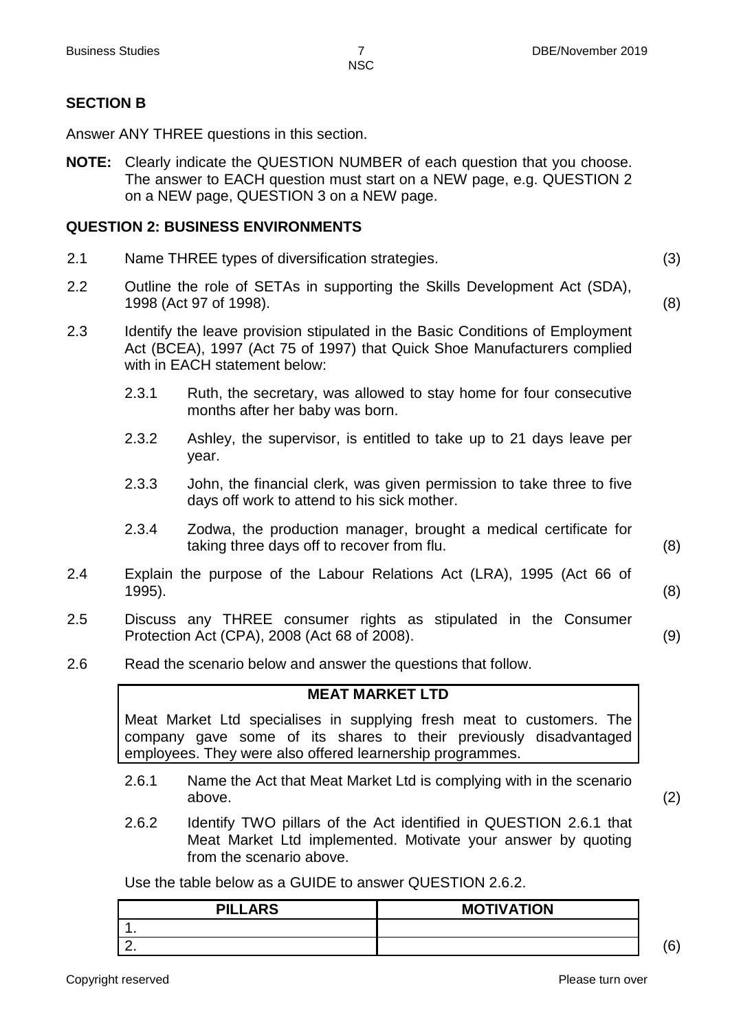## SECTION B

Answer ANY THREE questions in this section.

**NOTE:** Clearly indicate the QUESTION NUMBER of each question that you choose. The answer to EACH question must start on a NEW page, e.g. QUESTION 2 on a NEW page, QUESTION 3 on a NEW page.

## QUESTION 2: BUSINESS ENVIRONMENTS

2.1 Name THREE types of diversification strategies. (3)

2.2 Outline the role of SETAs in supporting the Skills Development Act (SDA), 1998 (Act 97 of 1998). (8)

2.3 Identify the leave provision stipulated in the Basic Conditions of Employment Act (BCEA), 1997 (Act 75 of 1997) that Quick Shoe Manufacturers complied with in EACH statement below:

2.3.1 Ruth, the secretary, was allowed to stay home for four consecutive months after her baby was born.

2.3.2 Ashley, the supervisor, is entitled to take up to 21 days leave per year.

2.3.3 John, the financial clerk, was given permission to take three to five days off work to attend to his sick mother.

2.3.4 Zodwa, the production manager, brought a medical certificate for taking three days off to recover from flu. (8)

2.4 Explain the purpose of the Labour Relations Act (LRA), 1995 (Act 66 of 1995). (8)

2.5 Discuss any THREE consumer rights as stipulated in the Consumer Protection Act (CPA), 2008 (Act 68 of 2008). (9)

2.6 Read the scenario below and answer the questions that follow.

**MEAT MARKET LTD**

Meat Market Ltd specialises in supplying fresh meat to customers. The company gave some of its shares to their previously disadvantaged employees. They were also offered learnership programmes.

2.6.1 Name the Act that Meat Market Ltd is complying with in the scenario above. (2)

2.6.2 Identify TWO pillars of the Act identified in QUESTION 2.6.1 that Meat Market Ltd implemented. Motivate your answer by quoting from the scenario above.

Use the table below as a GUIDE to answer QUESTION 2.6.2.

| PILLARS | MOTIVATION |
|---|---|
| 1. | |
| 2. | |

(6)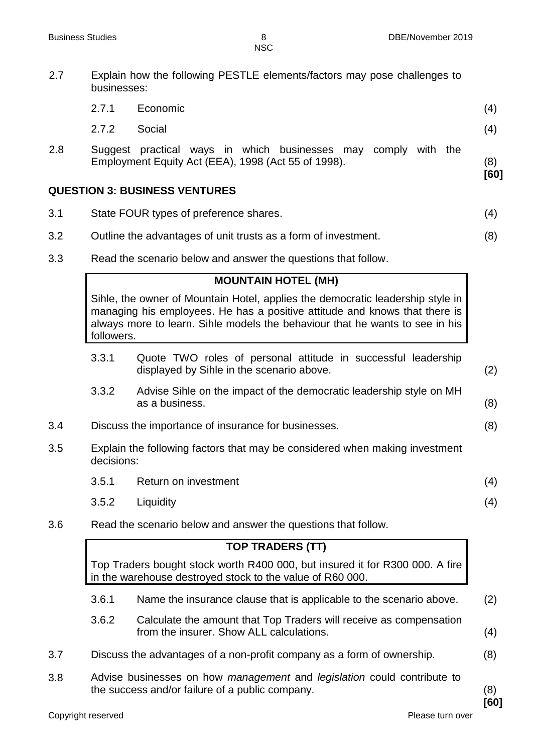2.7 Explain how the following PESTLE elements/factors may pose challenges to businesses:

 2.7.1 Economic (4)

 2.7.2 Social (4)

2.8 Suggest practical ways in which businesses may comply with the Employment Equity Act (EEA), 1998 (Act 55 of 1998). (8)
**[60]**

## QUESTION 3: BUSINESS VENTURES

3.1 State FOUR types of preference shares. (4)

3.2 Outline the advantages of unit trusts as a form of investment. (8)

3.3 Read the scenario below and answer the questions that follow.

| **MOUNTAIN HOTEL (MH)** |
|---|
| Sihle, the owner of Mountain Hotel, applies the democratic leadership style in managing his employees. He has a positive attitude and knows that there is always more to learn. Sihle models the behaviour that he wants to see in his followers. |

 3.3.1 Quote TWO roles of personal attitude in successful leadership displayed by Sihle in the scenario above. (2)

 3.3.2 Advise Sihle on the impact of the democratic leadership style on MH as a business. (8)

3.4 Discuss the importance of insurance for businesses. (8)

3.5 Explain the following factors that may be considered when making investment decisions:

 3.5.1 Return on investment (4)

 3.5.2 Liquidity (4)

3.6 Read the scenario below and answer the questions that follow.

| **TOP TRADERS (TT)** |
|---|
| Top Traders bought stock worth R400 000, but insured it for R300 000. A fire in the warehouse destroyed stock to the value of R60 000. |

 3.6.1 Name the insurance clause that is applicable to the scenario above. (2)

 3.6.2 Calculate the amount that Top Traders will receive as compensation from the insurer. Show ALL calculations. (4)

3.7 Discuss the advantages of a non-profit company as a form of ownership. (8)

3.8 Advise businesses on how *management* and *legislation* could contribute to the success and/or failure of a public company. (8)
**[60]**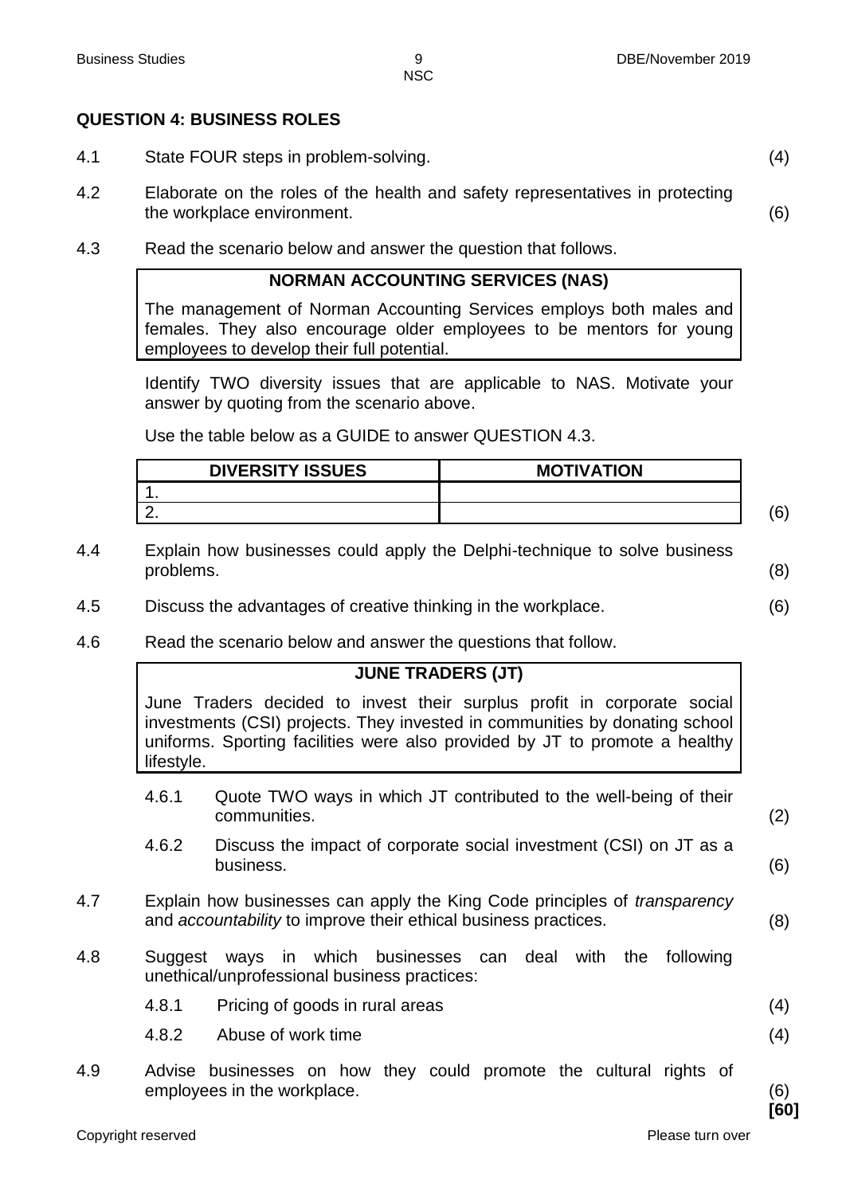## QUESTION 4: BUSINESS ROLES

4.1 State FOUR steps in problem-solving. (4)

4.2 Elaborate on the roles of the health and safety representatives in protecting the workplace environment. (6)

4.3 Read the scenario below and answer the question that follows.

| NORMAN ACCOUNTING SERVICES (NAS) |
|---|
| The management of Norman Accounting Services employs both males and females. They also encourage older employees to be mentors for young employees to develop their full potential. |

Identify TWO diversity issues that are applicable to NAS. Motivate your answer by quoting from the scenario above.

Use the table below as a GUIDE to answer QUESTION 4.3.

| DIVERSITY ISSUES | MOTIVATION |
|---|---|
| 1. | |
| 2. | |

(6)

4.4 Explain how businesses could apply the Delphi-technique to solve business problems. (8)

4.5 Discuss the advantages of creative thinking in the workplace. (6)

4.6 Read the scenario below and answer the questions that follow.

| JUNE TRADERS (JT) |
|---|
| June Traders decided to invest their surplus profit in corporate social investments (CSI) projects. They invested in communities by donating school uniforms. Sporting facilities were also provided by JT to promote a healthy lifestyle. |

4.6.1 Quote TWO ways in which JT contributed to the well-being of their communities. (2)

4.6.2 Discuss the impact of corporate social investment (CSI) on JT as a business. (6)

4.7 Explain how businesses can apply the King Code principles of *transparency* and *accountability* to improve their ethical business practices. (8)

4.8 Suggest ways in which businesses can deal with the following unethical/unprofessional business practices:

4.8.1 Pricing of goods in rural areas (4)

4.8.2 Abuse of work time (4)

4.9 Advise businesses on how they could promote the cultural rights of employees in the workplace. (6)

**[60]**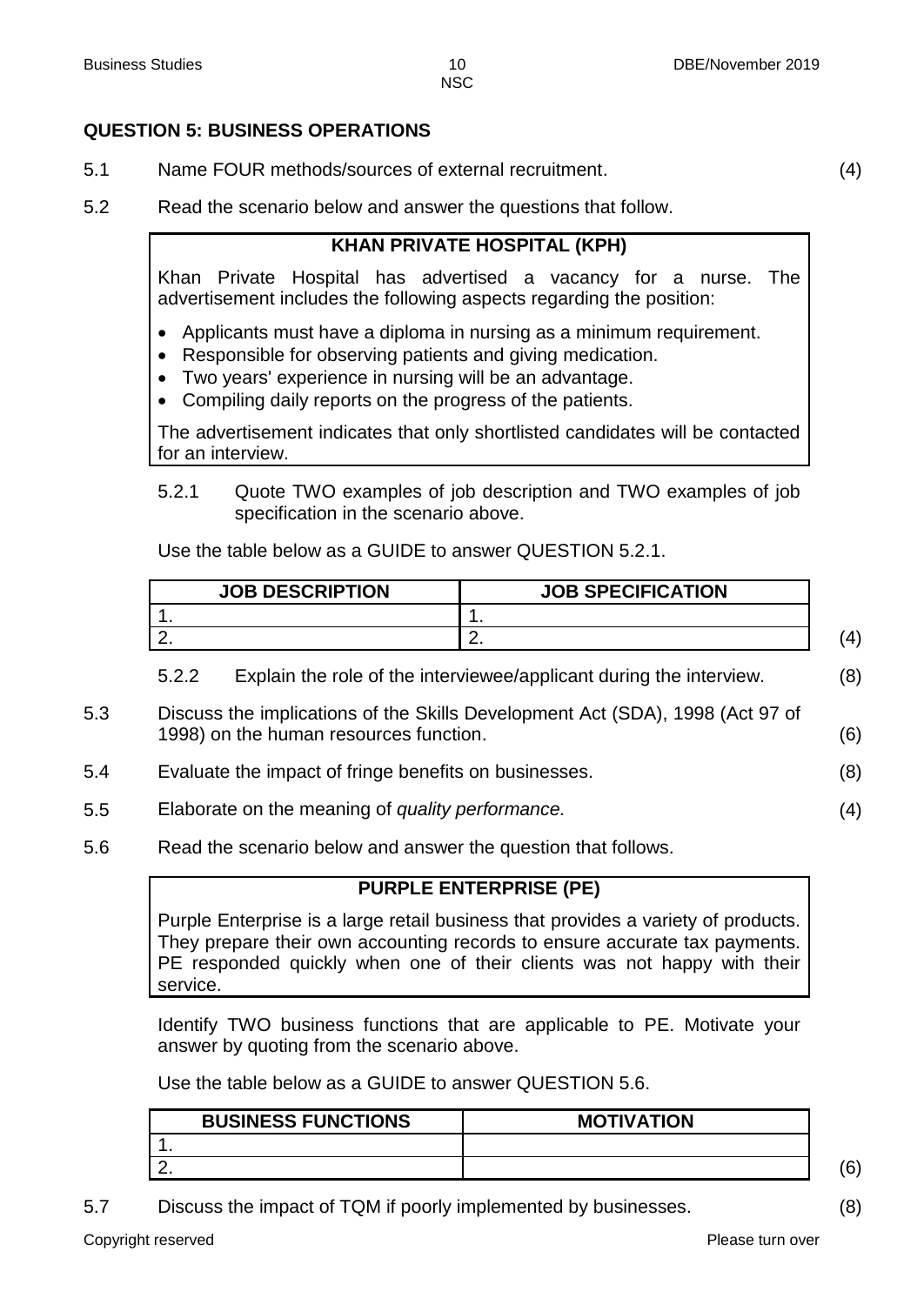## QUESTION 5: BUSINESS OPERATIONS

5.1 Name FOUR methods/sources of external recruitment. (4)

5.2 Read the scenario below and answer the questions that follow.

| KHAN PRIVATE HOSPITAL (KPH) |
|---|
| Khan Private Hospital has advertised a vacancy for a nurse. The advertisement includes the following aspects regarding the position:<br>• Applicants must have a diploma in nursing as a minimum requirement.<br>• Responsible for observing patients and giving medication.<br>• Two years' experience in nursing will be an advantage.<br>• Compiling daily reports on the progress of the patients.<br>The advertisement indicates that only shortlisted candidates will be contacted for an interview. |

5.2.1 Quote TWO examples of job description and TWO examples of job specification in the scenario above.

Use the table below as a GUIDE to answer QUESTION 5.2.1.

| JOB DESCRIPTION | JOB SPECIFICATION |
|---|---|
| 1. | 1. |
| 2. | 2. |

(4)

5.2.2 Explain the role of the interviewee/applicant during the interview. (8)

5.3 Discuss the implications of the Skills Development Act (SDA), 1998 (Act 97 of 1998) on the human resources function. (6)

5.4 Evaluate the impact of fringe benefits on businesses. (8)

5.5 Elaborate on the meaning of *quality performance.* (4)

5.6 Read the scenario below and answer the question that follows.

| PURPLE ENTERPRISE (PE) |
|---|
| Purple Enterprise is a large retail business that provides a variety of products. They prepare their own accounting records to ensure accurate tax payments. PE responded quickly when one of their clients was not happy with their service. |

Identify TWO business functions that are applicable to PE. Motivate your answer by quoting from the scenario above.

Use the table below as a GUIDE to answer QUESTION 5.6.

| BUSINESS FUNCTIONS | MOTIVATION |
|---|---|
| 1. | |
| 2. | |

(6)

5.7 Discuss the impact of TQM if poorly implemented by businesses. (8)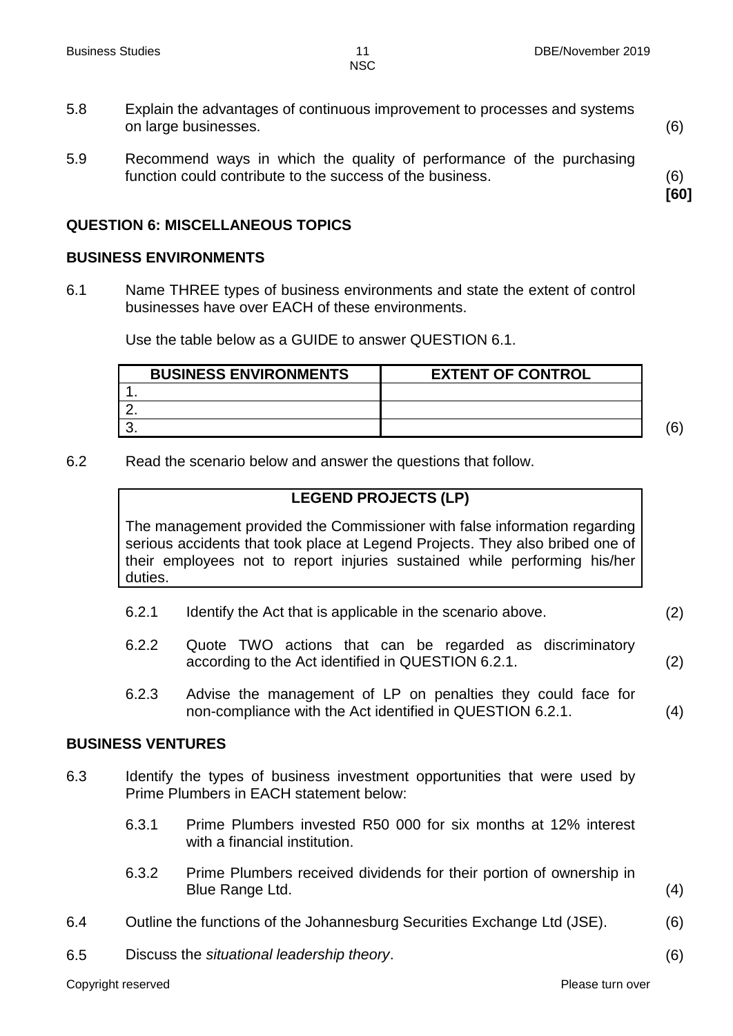5.8 Explain the advantages of continuous improvement to processes and systems on large businesses. (6)

5.9 Recommend ways in which the quality of performance of the purchasing function could contribute to the success of the business. (6)
**[60]**

## QUESTION 6: MISCELLANEOUS TOPICS

### BUSINESS ENVIRONMENTS

6.1 Name THREE types of business environments and state the extent of control businesses have over EACH of these environments.

Use the table below as a GUIDE to answer QUESTION 6.1.

| BUSINESS ENVIRONMENTS | EXTENT OF CONTROL |
|---|---|
| 1. | |
| 2. | |
| 3. | |

(6)

6.2 Read the scenario below and answer the questions that follow.

**LEGEND PROJECTS (LP)**

The management provided the Commissioner with false information regarding serious accidents that took place at Legend Projects. They also bribed one of their employees not to report injuries sustained while performing his/her duties.

6.2.1 Identify the Act that is applicable in the scenario above. (2)

6.2.2 Quote TWO actions that can be regarded as discriminatory according to the Act identified in QUESTION 6.2.1. (2)

6.2.3 Advise the management of LP on penalties they could face for non-compliance with the Act identified in QUESTION 6.2.1. (4)

### BUSINESS VENTURES

6.3 Identify the types of business investment opportunities that were used by Prime Plumbers in EACH statement below:

6.3.1 Prime Plumbers invested R50 000 for six months at 12% interest with a financial institution.

6.3.2 Prime Plumbers received dividends for their portion of ownership in Blue Range Ltd. (4)

6.4 Outline the functions of the Johannesburg Securities Exchange Ltd (JSE). (6)

6.5 Discuss the *situational leadership theory*. (6)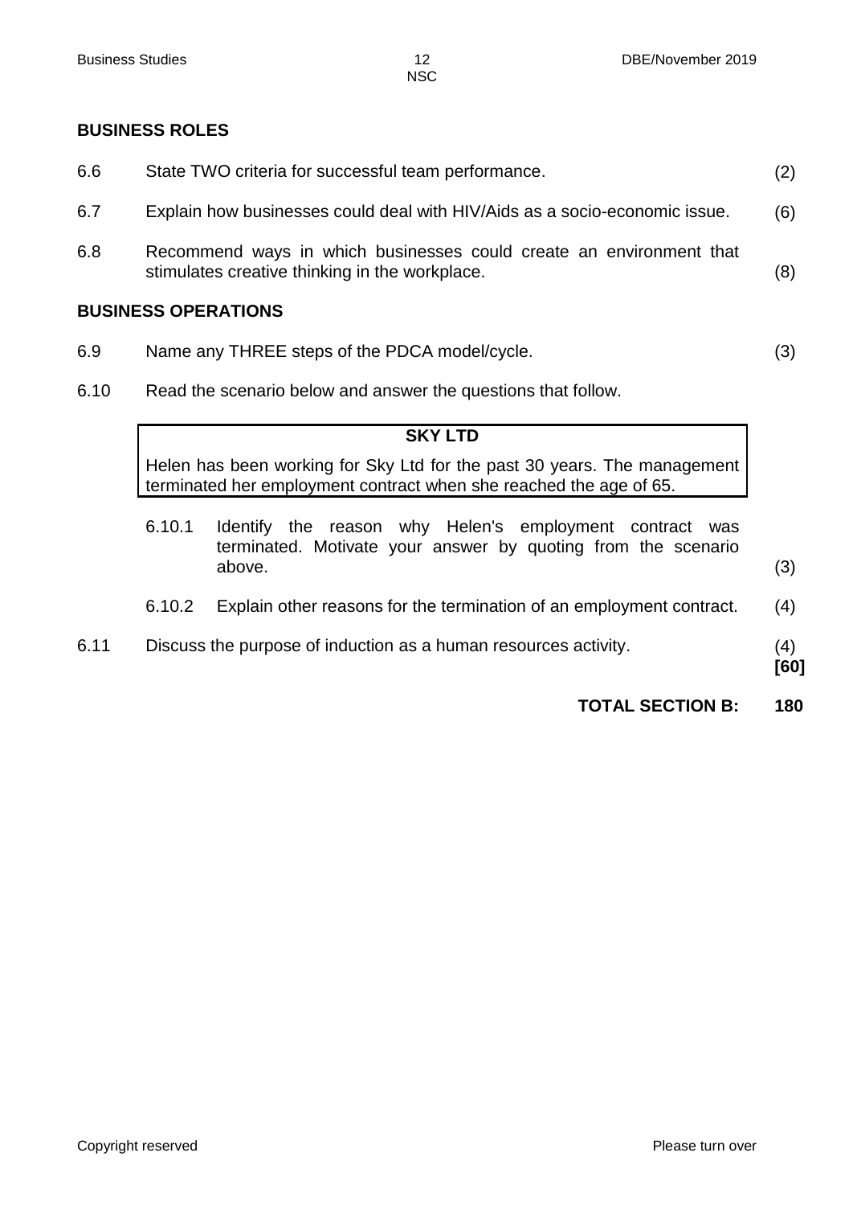## BUSINESS ROLES

6.6 State TWO criteria for successful team performance. (2)

6.7 Explain how businesses could deal with HIV/Aids as a socio-economic issue. (6)

6.8 Recommend ways in which businesses could create an environment that stimulates creative thinking in the workplace. (8)

## BUSINESS OPERATIONS

6.9 Name any THREE steps of the PDCA model/cycle. (3)

6.10 Read the scenario below and answer the questions that follow.

> **SKY LTD**
>
> Helen has been working for Sky Ltd for the past 30 years. The management terminated her employment contract when she reached the age of 65.

6.10.1 Identify the reason why Helen's employment contract was terminated. Motivate your answer by quoting from the scenario above. (3)

6.10.2 Explain other reasons for the termination of an employment contract. (4)

6.11 Discuss the purpose of induction as a human resources activity. (4)
**[60]**

**TOTAL SECTION B: 180**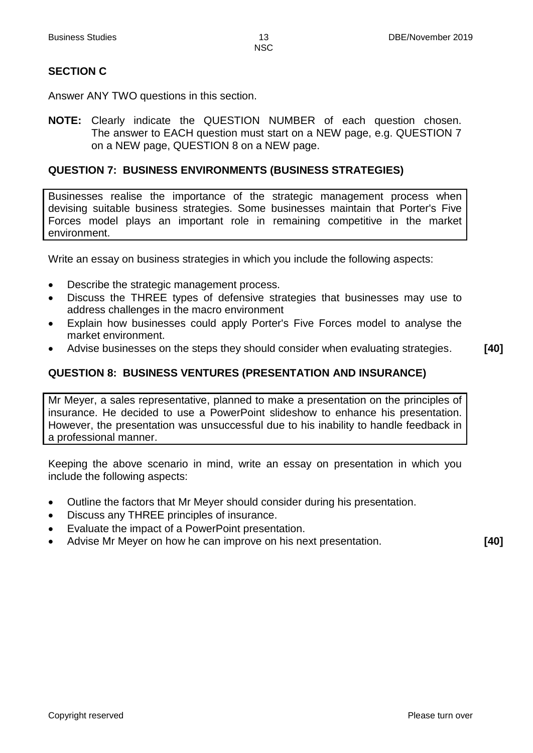## SECTION C

Answer ANY TWO questions in this section.

**NOTE:** Clearly indicate the QUESTION NUMBER of each question chosen. The answer to EACH question must start on a NEW page, e.g. QUESTION 7 on a NEW page, QUESTION 8 on a NEW page.

### QUESTION 7: BUSINESS ENVIRONMENTS (BUSINESS STRATEGIES)

Businesses realise the importance of the strategic management process when devising suitable business strategies. Some businesses maintain that Porter's Five Forces model plays an important role in remaining competitive in the market environment.

Write an essay on business strategies in which you include the following aspects:

- Describe the strategic management process.
- Discuss the THREE types of defensive strategies that businesses may use to address challenges in the macro environment
- Explain how businesses could apply Porter's Five Forces model to analyse the market environment.
- Advise businesses on the steps they should consider when evaluating strategies. **[40]**

### QUESTION 8: BUSINESS VENTURES (PRESENTATION AND INSURANCE)

Mr Meyer, a sales representative, planned to make a presentation on the principles of insurance. He decided to use a PowerPoint slideshow to enhance his presentation. However, the presentation was unsuccessful due to his inability to handle feedback in a professional manner.

Keeping the above scenario in mind, write an essay on presentation in which you include the following aspects:

- Outline the factors that Mr Meyer should consider during his presentation.
- Discuss any THREE principles of insurance.
- Evaluate the impact of a PowerPoint presentation.
- Advise Mr Meyer on how he can improve on his next presentation. **[40]**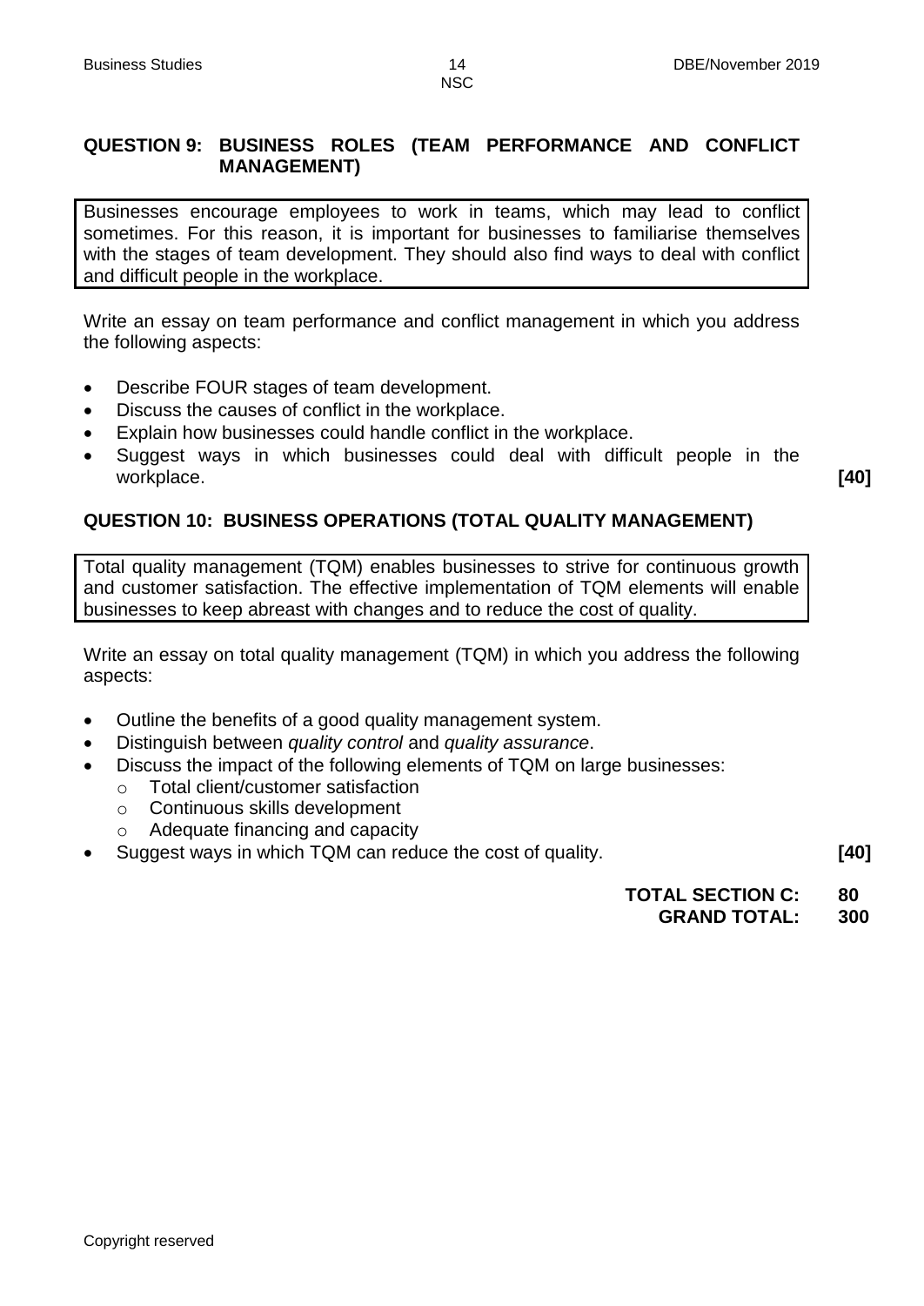## QUESTION 9: BUSINESS ROLES (TEAM PERFORMANCE AND CONFLICT MANAGEMENT)

Businesses encourage employees to work in teams, which may lead to conflict sometimes. For this reason, it is important for businesses to familiarise themselves with the stages of team development. They should also find ways to deal with conflict and difficult people in the workplace.

Write an essay on team performance and conflict management in which you address the following aspects:

- Describe FOUR stages of team development.
- Discuss the causes of conflict in the workplace.
- Explain how businesses could handle conflict in the workplace.
- Suggest ways in which businesses could deal with difficult people in the workplace. **[40]**

## QUESTION 10: BUSINESS OPERATIONS (TOTAL QUALITY MANAGEMENT)

Total quality management (TQM) enables businesses to strive for continuous growth and customer satisfaction. The effective implementation of TQM elements will enable businesses to keep abreast with changes and to reduce the cost of quality.

Write an essay on total quality management (TQM) in which you address the following aspects:

- Outline the benefits of a good quality management system.
- Distinguish between *quality control* and *quality assurance*.
- Discuss the impact of the following elements of TQM on large businesses:
  - Total client/customer satisfaction
  - Continuous skills development
  - Adequate financing and capacity
- Suggest ways in which TQM can reduce the cost of quality. **[40]**

**TOTAL SECTION C: 80**

**GRAND TOTAL: 300**